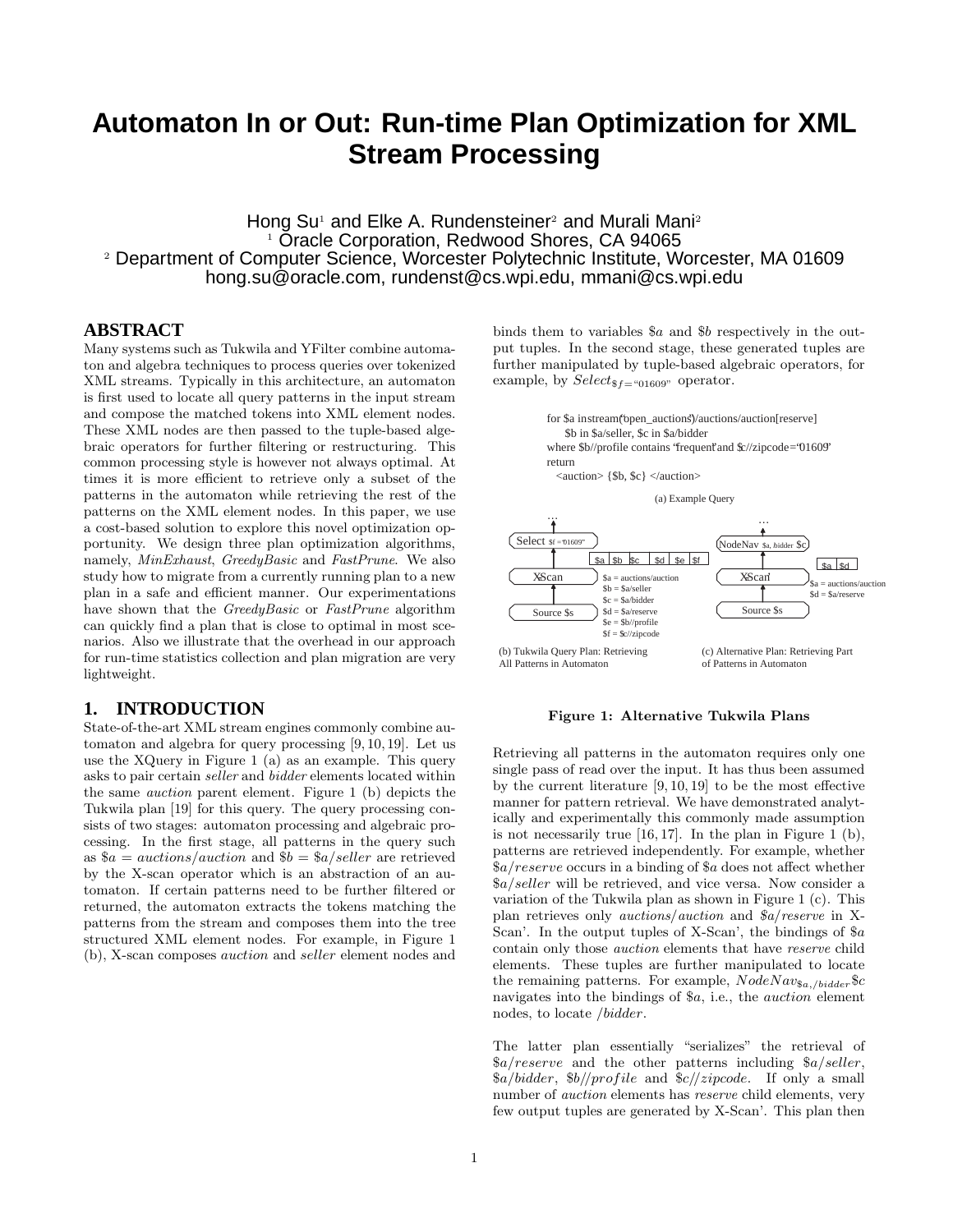# Automaton In or Out: Run-time Plan Optimization for XML Stream Processing

Hong Su[1] and Elke A. Rundensteiner[2] and Murali Mani[2]
[1] Oracle Corporation, Redwood Shores, CA 94065
[2] Department of Computer Science, Worcester Polytechnic Institute, Worcester, MA 01609
hong.su@oracle.com, rundenst@cs.wpi.edu, mmani@cs.wpi.edu

## ABSTRACT

Many systems such as Tukwila and YFilter combine automaton and algebra techniques to process queries over tokenized XML streams. Typically in this architecture, an automaton is first used to locate all query patterns in the input stream and compose the matched tokens into XML element nodes. These XML nodes are then passed to the tuple-based algebraic operators for further filtering or restructuring. This common processing style is however not always optimal. At times it is more efficient to retrieve only a subset of the patterns in the automaton while retrieving the rest of the patterns on the XML element nodes. In this paper, we use a cost-based solution to explore this novel optimization opportunity. We design three plan optimization algorithms, namely, *MinExhaust*, *GreedyBasic* and *FastPrune*. We also study how to migrate from a currently running plan to a new plan in a safe and efficient manner. Our experimentations have shown that the *GreedyBasic* or *FastPrune* algorithm can quickly find a plan that is close to optimal in most scenarios. Also we illustrate that the overhead in our approach for run-time statistics collection and plan migration are very lightweight.

## 1. INTRODUCTION

State-of-the-art XML stream engines commonly combine automaton and algebra for query processing [9, 10, 19]. Let us use the XQuery in Figure 1 (a) as an example. This query asks to pair certain *seller* and *bidder* elements located within the same *auction* parent element. Figure 1 (b) depicts the Tukwila plan [19] for this query. The query processing consists of two stages: automaton processing and algebraic processing. In the first stage, all patterns in the query such as $\$a = auctions/auction$ and $\$b = \$a/seller$ are retrieved by the X-scan operator which is an abstraction of an automaton. If certain patterns need to be further filtered or returned, the automaton extracts the tokens matching the patterns from the stream and composes them into the tree structured XML element nodes. For example, in Figure 1 (b), X-scan composes *auction* and *seller* element nodes and binds them to variables $a and $b respectively in the output tuples. In the second stage, these generated tuples are further manipulated by tuple-based algebraic operators, for example, by $Select_{\$f=\text{"01609"}}$ operator.

```
for $a in stream("open_auctions")/auctions/auction[reserve]
    $b in $a/seller, $c in $a/bidder
where $b//profile contains "frequent" and $c//zipcode="01609"
return
  <auction> {$b, $c} </auction>
```

(a) Example Query

(b) Tukwila Query Plan: Retrieving All Patterns in Automaton — Select $f="01609" ← XScan [$a | $b | $c | $d | $e | $f] ← Source $s; $a = auctions/auction, $b = $a/seller, $c = $a/bidder, $d = $a/reserve, $e = $b//profile, $f = $c//zipcode

(c) Alternative Plan: Retrieving Part of Patterns in Automaton — NodeNav $a, /bidder $c ← XScan' [$a | $d] ← Source $s; $a = auctions/auction, $d = $a/reserve

**Figure 1: Alternative Tukwila Plans**

Retrieving all patterns in the automaton requires only one single pass of read over the input. It has thus been assumed by the current literature [9, 10, 19] to be the most effective manner for pattern retrieval. We have demonstrated analytically and experimentally this commonly made assumption is not necessarily true [16, 17]. In the plan in Figure 1 (b), patterns are retrieved independently. For example, whether $\$a/reserve$ occurs in a binding of $a does not affect whether $\$a/seller$ will be retrieved, and vice versa. Now consider a variation of the Tukwila plan as shown in Figure 1 (c). This plan retrieves only *auctions/auction* and $\$a/reserve$ in X-Scan'. In the output tuples of X-Scan', the bindings of $a contain only those *auction* elements that have *reserve* child elements. These tuples are further manipulated to locate the remaining patterns. For example, $NodeNav_{\$a,/bidder}\$c$ navigates into the bindings of $a, i.e., the *auction* element nodes, to locate */bidder*.

The latter plan essentially "serializes" the retrieval of $\$a/reserve$ and the other patterns including $\$a/seller$, $\$a/bidder$, $\$b//profile$ and $\$c//zipcode$. If only a small number of *auction* elements has *reserve* child elements, very few output tuples are generated by X-Scan'. This plan then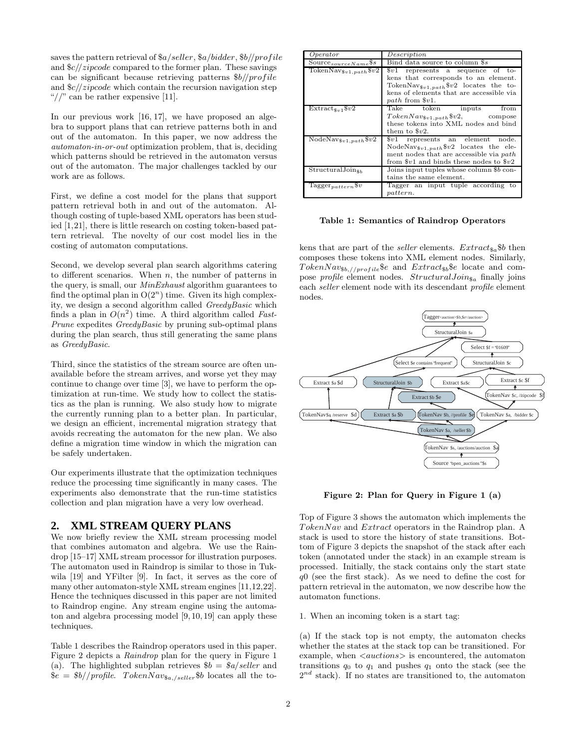saves the pattern retrieval of $\$a/seller$, $\$a/bidder$, $\$b//profile$ and $\$c//zipcode$ compared to the former plan. These savings can be significant because retrieving patterns $\$b//profile$ and $\$c//zipcode$ which contain the recursion navigation step "//" can be rather expensive [11].

In our previous work [16, 17], we have proposed an algebra to support plans that can retrieve patterns both in and out of the automaton. In this paper, we now address the *automaton-in-or-out* optimization problem, that is, deciding which patterns should be retrieved in the automaton versus out of the automaton. The major challenges tackled by our work are as follows.

First, we define a cost model for the plans that support pattern retrieval both in and out of the automaton. Although costing of tuple-based XML operators has been studied [1,21], there is little research on costing token-based pattern retrieval. The novelty of our cost model lies in the costing of automaton computations.

Second, we develop several plan search algorithms catering to different scenarios. When $n$, the number of patterns in the query, is small, our *MinExhaust* algorithm guarantees to find the optimal plan in $O(2^n)$ time. Given its high complexity, we design a second algorithm called *GreedyBasic* which finds a plan in $O(n^2)$ time. A third algorithm called *FastPrune* expedites *GreedyBasic* by pruning sub-optimal plans during the plan search, thus still generating the same plans as *GreedyBasic*.

Third, since the statistics of the stream source are often unavailable before the stream arrives, and worse yet they may continue to change over time [3], we have to perform the optimization at run-time. We study how to collect the statistics as the plan is running. We also study how to migrate the currently running plan to a better plan. In particular, we design an efficient, incremental migration strategy that avoids recreating the automaton for the new plan. We also define a migration time window in which the migration can be safely undertaken.

Our experiments illustrate that the optimization techniques reduce the processing time significantly in many cases. The experiments also demonstrate that the run-time statistics collection and plan migration have a very low overhead.

## 2. XML STREAM QUERY PLANS

We now briefly review the XML stream processing model that combines automaton and algebra. We use the Raindrop [15–17] XML stream processor for illustration purposes. The automaton used in Raindrop is similar to those in Tukwila [19] and YFilter [9]. In fact, it serves as the core of many other automaton-style XML stream engines [11,12,22]. Hence the techniques discussed in this paper are not limited to Raindrop engine. Any stream engine using the automaton and algebra processing model [9, 10, 19] can apply these techniques.

Table 1 describes the Raindrop operators used in this paper. Figure 2 depicts a *Raindrop* plan for the query in Figure 1 (a). The highlighted subplan retrieves $\$b = \$a/seller$ and $\$e = \$b//profile$. $TokenNav_{\$a,/seller}\$b$ locates all the tokens that are part of the *seller* elements. $Extract_{\$a}\$b$ then composes these tokens into XML element nodes. Similarly, $TokenNav_{\$b,//profile}\$e$ and $Extract_{\$b}\$e$ locate and compose *profile* element nodes. $StructuralJoin_{\$a}$ finally joins each *seller* element node with its descendant *profile* element nodes.

| *Operator* | *Description* |
|---|---|
| $\text{Source}_{sourceName}\$s$ | Bind data source to column $\$s$ |
| $\text{TokenNav}_{\$v1,path}\$v2$ | $\$v1$ represents a sequence of tokens that corresponds to an element. $\text{TokenNav}_{\$v1,path}\$v2$ locates the tokens of elements that are accessible via *path* from $\$v1$. |
| $\text{Extract}_{\$v1}\$v2$ | Take token inputs from $TokenNav_{\$v1,path}\$v2$, compose these tokens into XML nodes and bind them to $\$v2$. |
| $\text{NodeNav}_{\$v1,path}\$v2$ | $\$v1$ represents an element node. $\text{NodeNav}_{\$v1,path}\$v2$ locates the element nodes that are accessible via *path* from $\$v1$ and binds these nodes to $\$v2$ |
| $\text{StructuralJoin}_{\$b}$ | Joins input tuples whose column $\$b$ contains the same element. |
| $\text{Tagger}_{pattern}\$v$ | Tagger an input tuple according to *pattern*. |

**Table 1: Semantics of Raindrop Operators**

**Figure 2: Plan for Query in Figure 1 (a)**

Top of Figure 3 shows the automaton which implements the $TokenNav$ and $Extract$ operators in the Raindrop plan. A stack is used to store the history of state transitions. Bottom of Figure 3 depicts the snapshot of the stack after each token (annotated under the stack) in an example stream is processed. Initially, the stack contains only the start state $q0$ (see the first stack). As we need to define the cost for pattern retrieval in the automaton, we now describe how the automaton functions.

1. When an incoming token is a start tag:

(a) If the stack top is not empty, the automaton checks whether the states at the stack top can be transitioned. For example, when <auctions> is encountered, the automaton transitions $q_0$ to $q_1$ and pushes $q_1$ onto the stack (see the $2^{nd}$ stack). If no states are transitioned to, the automaton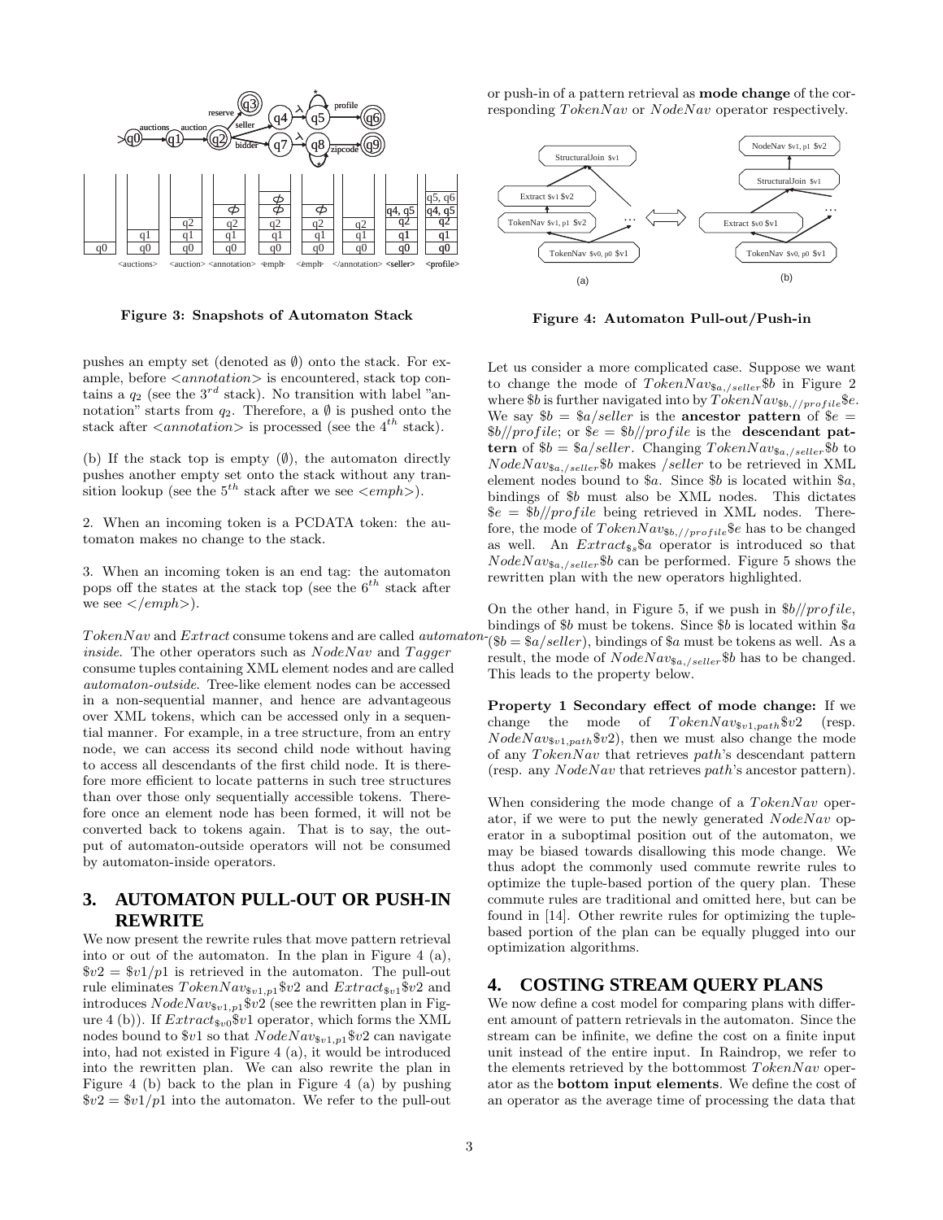Figure 3: Snapshots of Automaton Stack

Figure 4: Automaton Pull-out/Push-in

pushes an empty set (denoted as ∅) onto the stack. For example, before <*annotation*> is encountered, stack top contains a $q_2$ (see the $3^{rd}$ stack). No transition with label "annotation" starts from $q_2$. Therefore, a ∅ is pushed onto the stack after <*annotation*> is processed (see the $4^{th}$ stack).

(b) If the stack top is empty (∅), the automaton directly pushes another empty set onto the stack without any transition lookup (see the $5^{th}$ stack after we see <*emph*>).

2. When an incoming token is a PCDATA token: the automaton makes no change to the stack.

3. When an incoming token is an end tag: the automaton pops off the states at the stack top (see the $6^{th}$ stack after we see </*emph*>).

*TokenNav* and *Extract* consume tokens and are called *automaton-inside*. The other operators such as *NodeNav* and *Tagger* consume tuples containing XML element nodes and are called *automaton-outside*. Tree-like element nodes can be accessed in a non-sequential manner, and hence are advantageous over XML tokens, which can be accessed only in a sequential manner. For example, in a tree structure, from an entry node, we can access its second child node without having to access all descendants of the first child node. It is therefore more efficient to locate patterns in such tree structures than over those only sequentially accessible tokens. Therefore once an element node has been formed, it will not be converted back to tokens again. That is to say, the output of automaton-outside operators will not be consumed by automaton-inside operators.

## 3. AUTOMATON PULL-OUT OR PUSH-IN REWRITE

We now present the rewrite rules that move pattern retrieval into or out of the automaton. In the plan in Figure 4 (a), $\$v2 = \$v1/p1$ is retrieved in the automaton. The pull-out rule eliminates $TokenNav_{\$v1,p1}\$v2$ and $Extract_{\$v1}\$v2$ and introduces $NodeNav_{\$v1,p1}\$v2$ (see the rewritten plan in Figure 4 (b)). If $Extract_{\$v0}\$v1$ operator, which forms the XML nodes bound to $\$v1$ so that $NodeNav_{\$v1,p1}\$v2$ can navigate into, had not existed in Figure 4 (a), it would be introduced into the rewritten plan. We can also rewrite the plan in Figure 4 (b) back to the plan in Figure 4 (a) by pushing $\$v2 = \$v1/p1$ into the automaton. We refer to the pull-out or push-in of a pattern retrieval as **mode change** of the corresponding *TokenNav* or *NodeNav* operator respectively.

Let us consider a more complicated case. Suppose we want to change the mode of $TokenNav_{\$a,/seller}\$b$ in Figure 2 where $\$b$ is further navigated into by $TokenNav_{\$b,//profile}\$e$. We say $\$b = \$a/seller$ is the **ancestor pattern** of $\$e = \$b//profile$; or $\$e = \$b//profile$ is the **descendant pattern** of $\$b = \$a/seller$. Changing $TokenNav_{\$a,/seller}\$b$ to $NodeNav_{\$a,/seller}\$b$ makes $/seller$ to be retrieved in XML element nodes bound to $\$a$. Since $\$b$ is located within $\$a$, bindings of $\$b$ must also be XML nodes. This dictates $\$e = \$b//profile$ being retrieved in XML nodes. Therefore, the mode of $TokenNav_{\$b,//profile}\$e$ has to be changed as well. An $Extract_{\$s}\$a$ operator is introduced so that $NodeNav_{\$a,/seller}\$b$ can be performed. Figure 5 shows the rewritten plan with the new operators highlighted.

On the other hand, in Figure 5, if we push in $\$b//profile$, bindings of $\$b$ must be tokens. Since $\$b$ is located within $\$a$ ($\$b = \$a/seller$), bindings of $\$a$ must be tokens as well. As a result, the mode of $NodeNav_{\$a,/seller}\$b$ has to be changed. This leads to the property below.

**Property 1 Secondary effect of mode change:** If we change the mode of $TokenNav_{\$v1,path}\$v2$ (resp. $NodeNav_{\$v1,path}\$v2$), then we must also change the mode of any *TokenNav* that retrieves *path*'s descendant pattern (resp. any *NodeNav* that retrieves *path*'s ancestor pattern).

When considering the mode change of a *TokenNav* operator, if we were to put the newly generated *NodeNav* operator in a suboptimal position out of the automaton, we may be biased towards disallowing this mode change. We thus adopt the commonly used commute rewrite rules to optimize the tuple-based portion of the query plan. These commute rules are traditional and omitted here, but can be found in [14]. Other rewrite rules for optimizing the tuple-based portion of the plan can be equally plugged into our optimization algorithms.

## 4. COSTING STREAM QUERY PLANS

We now define a cost model for comparing plans with different amount of pattern retrievals in the automaton. Since the stream can be infinite, we define the cost on a finite input unit instead of the entire input. In Raindrop, we refer to the elements retrieved by the bottommost *TokenNav* operator as the **bottom input elements**. We define the cost of an operator as the average time of processing the data that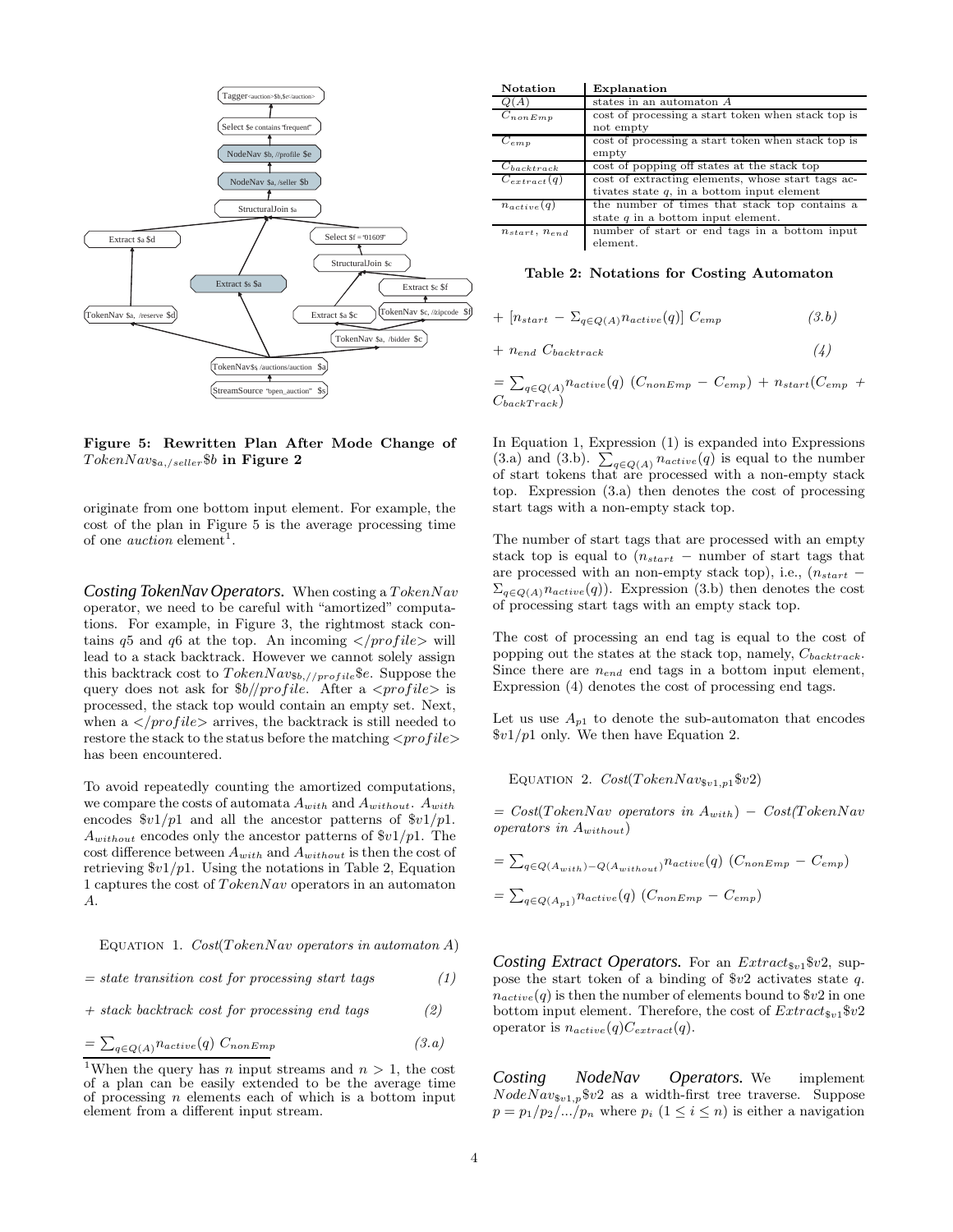Figure 5: Rewritten Plan After Mode Change of $TokenNav_{\$a,/seller}\$b$ in Figure 2

originate from one bottom input element. For example, the cost of the plan in Figure 5 is the average processing time of one *auction* element[1].

***Costing TokenNav Operators.*** When costing a $TokenNav$ operator, we need to be careful with "amortized" computations. For example, in Figure 3, the rightmost stack contains $q5$ and $q6$ at the top. An incoming $</profile>$ will lead to a stack backtrack. However we cannot solely assign this backtrack cost to $TokenNav_{\$b,//profile}\$e$. Suppose the query does not ask for $\$b//profile$. After a $<profile>$ is processed, the stack top would contain an empty set. Next, when a $</profile>$ arrives, the backtrack is still needed to restore the stack to the status before the matching $<profile>$ has been encountered.

To avoid repeatedly counting the amortized computations, we compare the costs of automata $A_{with}$ and $A_{without}$. $A_{with}$ encodes $\$v1/p1$ and all the ancestor patterns of $\$v1/p1$. $A_{without}$ encodes only the ancestor patterns of $\$v1/p1$. The cost difference between $A_{with}$ and $A_{without}$ is then the cost of retrieving $\$v1/p1$. Using the notations in Table 2, Equation 1 captures the cost of $TokenNav$ operators in an automaton $A$.

Equation 1. *Cost*($TokenNav$ *operators in automaton* $A$)

$= $ *state transition cost for processing start tags* (1)

$+$ *stack backtrack cost for processing end tags* (2)

$$= \Sigma_{q \in Q(A)} n_{active}(q)\ C_{nonEmp} \quad (3.a)$$

$$+ \ [n_{start} - \Sigma_{q \in Q(A)} n_{active}(q)]\ C_{emp} \quad (3.b)$$

$$+ \ n_{end}\ C_{backtrack} \quad (4)$$

$$= \Sigma_{q \in Q(A)} n_{active}(q)\ (C_{nonEmp} - C_{emp}) + n_{start}(C_{emp} + C_{backTrack})$$

[1]When the query has $n$ input streams and $n > 1$, the cost of a plan can be easily extended to be the average time of processing $n$ elements each of which is a bottom input element from a different input stream.

| Notation | Explanation |
|---|---|
| $Q(A)$ | states in an automaton $A$ |
| $C_{nonEmp}$ | cost of processing a start token when stack top is not empty |
| $C_{emp}$ | cost of processing a start token when stack top is empty |
| $C_{backtrack}$ | cost of popping off states at the stack top |
| $C_{extract}(q)$ | cost of extracting elements, whose start tags activates state $q$, in a bottom input element |
| $n_{active}(q)$ | the number of times that stack top contains a state $q$ in a bottom input element. |
| $n_{start}$, $n_{end}$ | number of start or end tags in a bottom input element. |

Table 2: Notations for Costing Automaton

In Equation 1, Expression (1) is expanded into Expressions (3.a) and (3.b). $\sum_{q \in Q(A)} n_{active}(q)$ is equal to the number of start tokens that are processed with a non-empty stack top. Expression (3.a) then denotes the cost of processing start tags with a non-empty stack top.

The number of start tags that are processed with an empty stack top is equal to ($n_{start}$ − number of start tags that are processed with an non-empty stack top), i.e., ($n_{start} - \Sigma_{q \in Q(A)} n_{active}(q)$). Expression (3.b) then denotes the cost of processing start tags with an empty stack top.

The cost of processing an end tag is equal to the cost of popping out the states at the stack top, namely, $C_{backtrack}$. Since there are $n_{end}$ end tags in a bottom input element, Expression (4) denotes the cost of processing end tags.

Let us use $A_{p1}$ to denote the sub-automaton that encodes $\$v1/p1$ only. We then have Equation 2.

Equation 2. *Cost*($TokenNav_{\$v1,p1}\$v2$)

$= $ *Cost*(*TokenNav operators in* $A_{with}$) $-$ *Cost*(*TokenNav operators in* $A_{without}$)

$$= \sum_{q \in Q(A_{with}) - Q(A_{without})} n_{active}(q)\ (C_{nonEmp} - C_{emp})$$

$$= \sum_{q \in Q(A_{p1})} n_{active}(q)\ (C_{nonEmp} - C_{emp})$$

***Costing Extract Operators.*** For an $Extract_{\$v1}\$v2$, suppose the start token of a binding of $\$v2$ activates state $q$. $n_{active}(q)$ is then the number of elements bound to $\$v2$ in one bottom input element. Therefore, the cost of $Extract_{\$v1}\$v2$ operator is $n_{active}(q)C_{extract}(q)$.

***Costing NodeNav Operators.*** We implement $NodeNav_{\$v1,p}\$v2$ as a width-first tree traverse. Suppose $p = p_1/p_2/.../p_n$ where $p_i$ $(1 \le i \le n)$ is either a navigation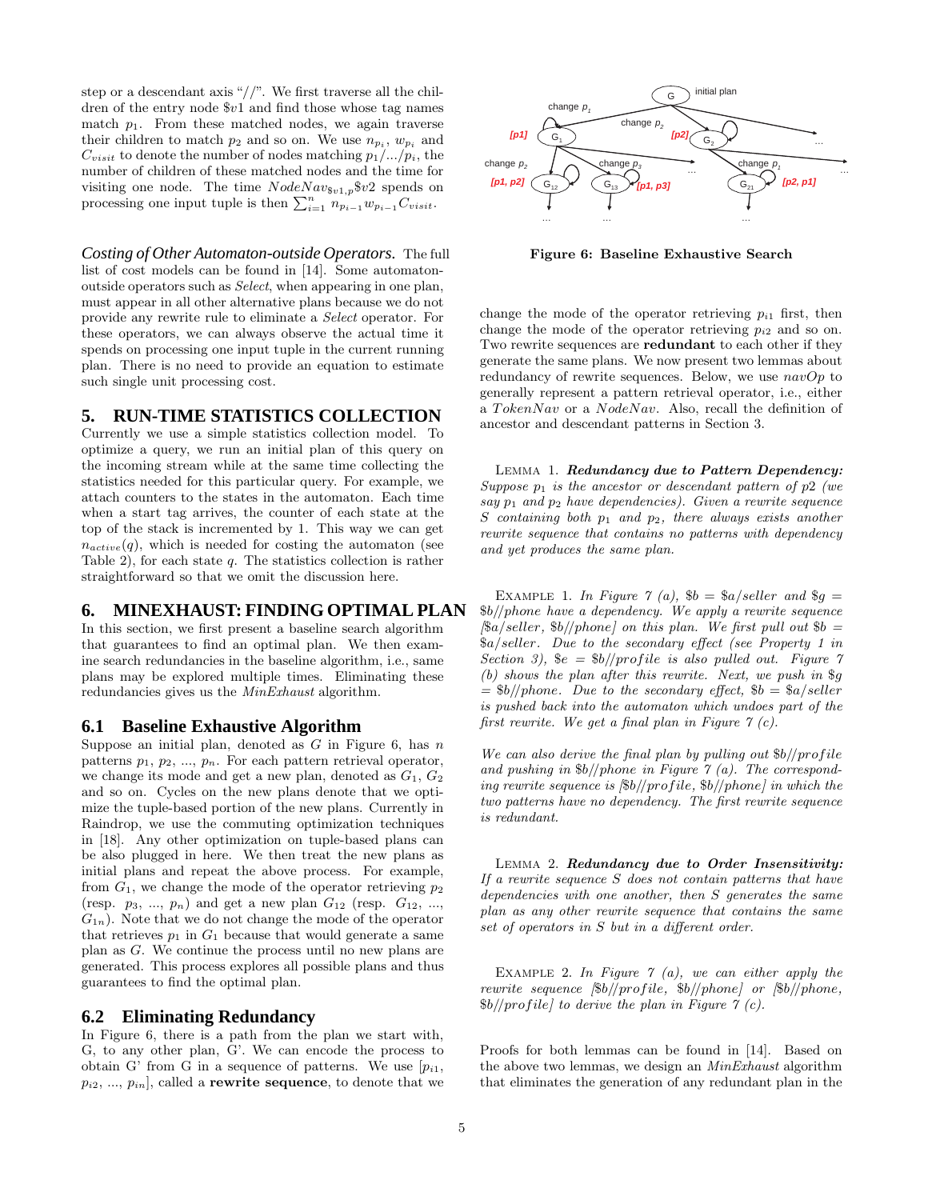step or a descendant axis "//". We first traverse all the children of the entry node $v1 and find those whose tag names match $p_1$. From these matched nodes, we again traverse their children to match $p_2$ and so on. We use $n_{p_i}$, $w_{p_i}$ and $C_{visit}$ to denote the number of nodes matching $p_1/.../p_i$, the number of children of these matched nodes and the time for visiting one node. The time $NodeNav_{\$v1,p}\$v2$ spends on processing one input tuple is then $\sum_{i=1}^{n} n_{p_{i-1}} w_{p_{i-1}} C_{visit}$.

***Costing of Other Automaton-outside Operators.*** The full list of cost models can be found in [14]. Some automaton-outside operators such as *Select*, when appearing in one plan, must appear in all other alternative plans because we do not provide any rewrite rule to eliminate a *Select* operator. For these operators, we can always observe the actual time it spends on processing one input tuple in the current running plan. There is no need to provide an equation to estimate such single unit processing cost.

## 5. RUN-TIME STATISTICS COLLECTION

Currently we use a simple statistics collection model. To optimize a query, we run an initial plan of this query on the incoming stream while at the same time collecting the statistics needed for this particular query. For example, we attach counters to the states in the automaton. Each time when a start tag arrives, the counter of each state at the top of the stack is incremented by 1. This way we can get $n_{active}(q)$, which is needed for costing the automaton (see Table 2), for each state $q$. The statistics collection is rather straightforward so that we omit the discussion here.

## 6. MINEXHAUST: FINDING OPTIMAL PLAN

In this section, we first present a baseline search algorithm that guarantees to find an optimal plan. We then examine search redundancies in the baseline algorithm, i.e., same plans may be explored multiple times. Eliminating these redundancies gives us the *MinExhaust* algorithm.

### 6.1 Baseline Exhaustive Algorithm

Suppose an initial plan, denoted as $G$ in Figure 6, has $n$ patterns $p_1$, $p_2$, ..., $p_n$. For each pattern retrieval operator, we change its mode and get a new plan, denoted as $G_1$, $G_2$ and so on. Cycles on the new plans denote that we optimize the tuple-based portion of the new plans. Currently in Raindrop, we use the commuting optimization techniques in [18]. Any other optimization on tuple-based plans can be also plugged in here. We then treat the new plans as initial plans and repeat the above process. For example, from $G_1$, we change the mode of the operator retrieving $p_2$ (resp. $p_3$, ..., $p_n$) and get a new plan $G_{12}$ (resp. $G_{12}$, ..., $G_{1n}$). Note that we do not change the mode of the operator that retrieves $p_1$ in $G_1$ because that would generate a same plan as $G$. We continue the process until no new plans are generated. This process explores all possible plans and thus guarantees to find the optimal plan.

### 6.2 Eliminating Redundancy

In Figure 6, there is a path from the plan we start with, G, to any other plan, G'. We can encode the process to obtain G' from G in a sequence of patterns. We use [$p_{i1}$, $p_{i2}$, ..., $p_{in}$], called a **rewrite sequence**, to denote that we

**Figure 6: Baseline Exhaustive Search**

change the mode of the operator retrieving $p_{i1}$ first, then change the mode of the operator retrieving $p_{i2}$ and so on. Two rewrite sequences are **redundant** to each other if they generate the same plans. We now present two lemmas about redundancy of rewrite sequences. Below, we use *navOp* to generally represent a pattern retrieval operator, i.e., either a *TokenNav* or a *NodeNav*. Also, recall the definition of ancestor and descendant patterns in Section 3.

LEMMA 1. ***Redundancy due to Pattern Dependency:*** *Suppose $p_1$ is the ancestor or descendant pattern of $p2$ (we say $p_1$ and $p_2$ have dependencies). Given a rewrite sequence $S$ containing both $p_1$ and $p_2$, there always exists another rewrite sequence that contains no patterns with dependency and yet produces the same plan.*

EXAMPLE 1. *In Figure 7 (a), $b = $a/seller and $g = $b//phone have a dependency. We apply a rewrite sequence [$a/seller, $b//phone] on this plan. We first pull out $b = $a/seller. Due to the secondary effect (see Property 1 in Section 3), $e = $b//profile is also pulled out. Figure 7 (b) shows the plan after this rewrite. Next, we push in $g = $b//phone. Due to the secondary effect, $b = $a/seller is pushed back into the automaton which undoes part of the first rewrite. We get a final plan in Figure 7 (c).*

*We can also derive the final plan by pulling out $b//profile and pushing in $b//phone in Figure 7 (a). The corresponding rewrite sequence is [$b//profile, $b//phone] in which the two patterns have no dependency. The first rewrite sequence is redundant.*

LEMMA 2. ***Redundancy due to Order Insensitivity:*** *If a rewrite sequence $S$ does not contain patterns that have dependencies with one another, then $S$ generates the same plan as any other rewrite sequence that contains the same set of operators in $S$ but in a different order.*

EXAMPLE 2. *In Figure 7 (a), we can either apply the rewrite sequence [$b//profile, $b//phone] or [$b//phone, $b//profile] to derive the plan in Figure 7 (c).*

Proofs for both lemmas can be found in [14]. Based on the above two lemmas, we design an *MinExhaust* algorithm that eliminates the generation of any redundant plan in the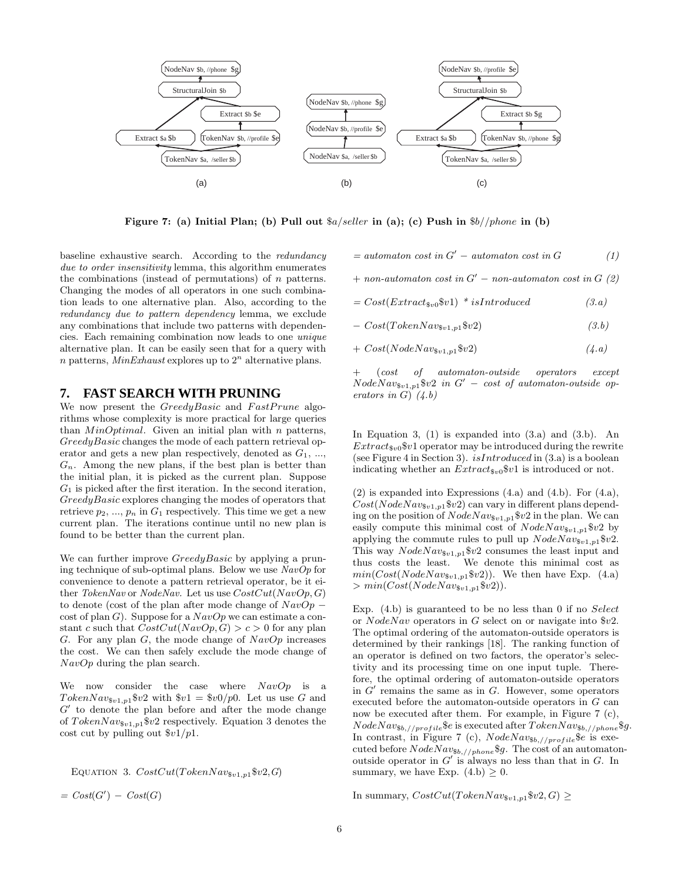Figure 7: (a) Initial Plan; (b) Pull out $\$a/seller$ in (a); (c) Push in $\$b//phone$ in (b)

baseline exhaustive search. According to the *redundancy due to order insensitivity* lemma, this algorithm enumerates the combinations (instead of permutations) of $n$ patterns. Changing the modes of all operators in one such combination leads to one alternative plan. Also, according to the *redundancy due to pattern dependency* lemma, we exclude any combinations that include two patterns with dependencies. Each remaining combination now leads to one *unique* alternative plan. It can be easily seen that for a query with $n$ patterns, *MinExhaust* explores up to $2^n$ alternative plans.

## 7. FAST SEARCH WITH PRUNING

We now present the *GreedyBasic* and *FastPrune* algorithms whose complexity is more practical for large queries than *MinOptimal*. Given an initial plan with $n$ patterns, *GreedyBasic* changes the mode of each pattern retrieval operator and gets a new plan respectively, denoted as $G_1$, ..., $G_n$. Among the new plans, if the best plan is better than the initial plan, it is picked as the current plan. Suppose $G_1$ is picked after the first iteration. In the second iteration, *GreedyBasic* explores changing the modes of operators that retrieve $p_2$, ..., $p_n$ in $G_1$ respectively. This time we get a new current plan. The iterations continue until no new plan is found to be better than the current plan.

We can further improve *GreedyBasic* by applying a pruning technique of sub-optimal plans. Below we use *NavOp* for convenience to denote a pattern retrieval operator, be it either *TokenNav* or *NodeNav*. Let us use $CostCut(NavOp, G)$ to denote (cost of the plan after mode change of $NavOp$ − cost of plan $G$). Suppose for a *NavOp* we can estimate a constant $c$ such that $CostCut(NavOp, G) > c > 0$ for any plan $G$. For any plan $G$, the mode change of *NavOp* increases the cost. We can then safely exclude the mode change of *NavOp* during the plan search.

We now consider the case where *NavOp* is a $TokenNav_{\$v1,p1}\$v2$ with $\$v1 = \$v0/p0$. Let us use $G$ and $G'$ to denote the plan before and after the mode change of $TokenNav_{\$v1,p1}\$v2$ respectively. Equation 3 denotes the cost cut by pulling out $\$v1/p1$.

EQUATION 3. $CostCut(TokenNav_{\$v1,p1}\$v2, G)$

$= Cost(G') - Cost(G)$

$= automaton\ cost\ in\ G' - automaton\ cost\ in\ G$ *(1)*

$+\ non\text{-}automaton\ cost\ in\ G' - non\text{-}automaton\ cost\ in\ G$ *(2)*

$= Cost(Extract_{\$v0}\$v1)\ *\ isIntroduced$ *(3.a)*

$-\ Cost(TokenNav_{\$v1,p1}\$v2)$ *(3.b)*

$+\ Cost(NodeNav_{\$v1,p1}\$v2)$ *(4.a)*

$+$ (*cost of automaton-outside operators except* $NodeNav_{\$v1,p1}\$v2$ *in* $G'$ − *cost of automaton-outside operators in* $G$) *(4.b)*

In Equation 3, (1) is expanded into (3.a) and (3.b). An $Extract_{\$v0}\$v1$ operator may be introduced during the rewrite (see Figure 4 in Section 3). *isIntroduced* in (3.a) is a boolean indicating whether an $Extract_{\$v0}\$v1$ is introduced or not.

(2) is expanded into Expressions (4.a) and (4.b). For (4.a), $Cost(NodeNav_{\$v1,p1}\$v2)$ can vary in different plans depending on the position of $NodeNav_{\$v1,p1}\$v2$ in the plan. We can easily compute this minimal cost of $NodeNav_{\$v1,p1}\$v2$ by applying the commute rules to pull up $NodeNav_{\$v1,p1}\$v2$. This way $NodeNav_{\$v1,p1}\$v2$ consumes the least input and thus costs the least. We denote this minimal cost as $min(Cost(NodeNav_{\$v1,p1}\$v2))$. We then have Exp. (4.a) $> min(Cost(NodeNav_{\$v1,p1}\$v2))$.

Exp. (4.b) is guaranteed to be no less than 0 if no *Select* or *NodeNav* operators in $G$ select on or navigate into $\$v2$. The optimal ordering of the automaton-outside operators is determined by their rankings [18]. The ranking function of an operator is defined on two factors, the operator's selectivity and its processing time on one input tuple. Therefore, the optimal ordering of automaton-outside operators in $G'$ remains the same as in $G$. However, some operators executed before the automaton-outside operators in $G$ can now be executed after them. For example, in Figure 7 (c), $NodeNav_{\$b,//profile}\$e$ is executed after $TokenNav_{\$b,//phone}\$g$. In contrast, in Figure 7 (c), $NodeNav_{\$b,//profile}\$e$ is executed before $NodeNav_{\$b,//phone}\$g$. The cost of an automaton-outside operator in $G'$ is always no less than that in $G$. In summary, we have Exp. (4.b) $\geq 0$.

In summary, $CostCut(TokenNav_{\$v1,p1}\$v2, G) \geq$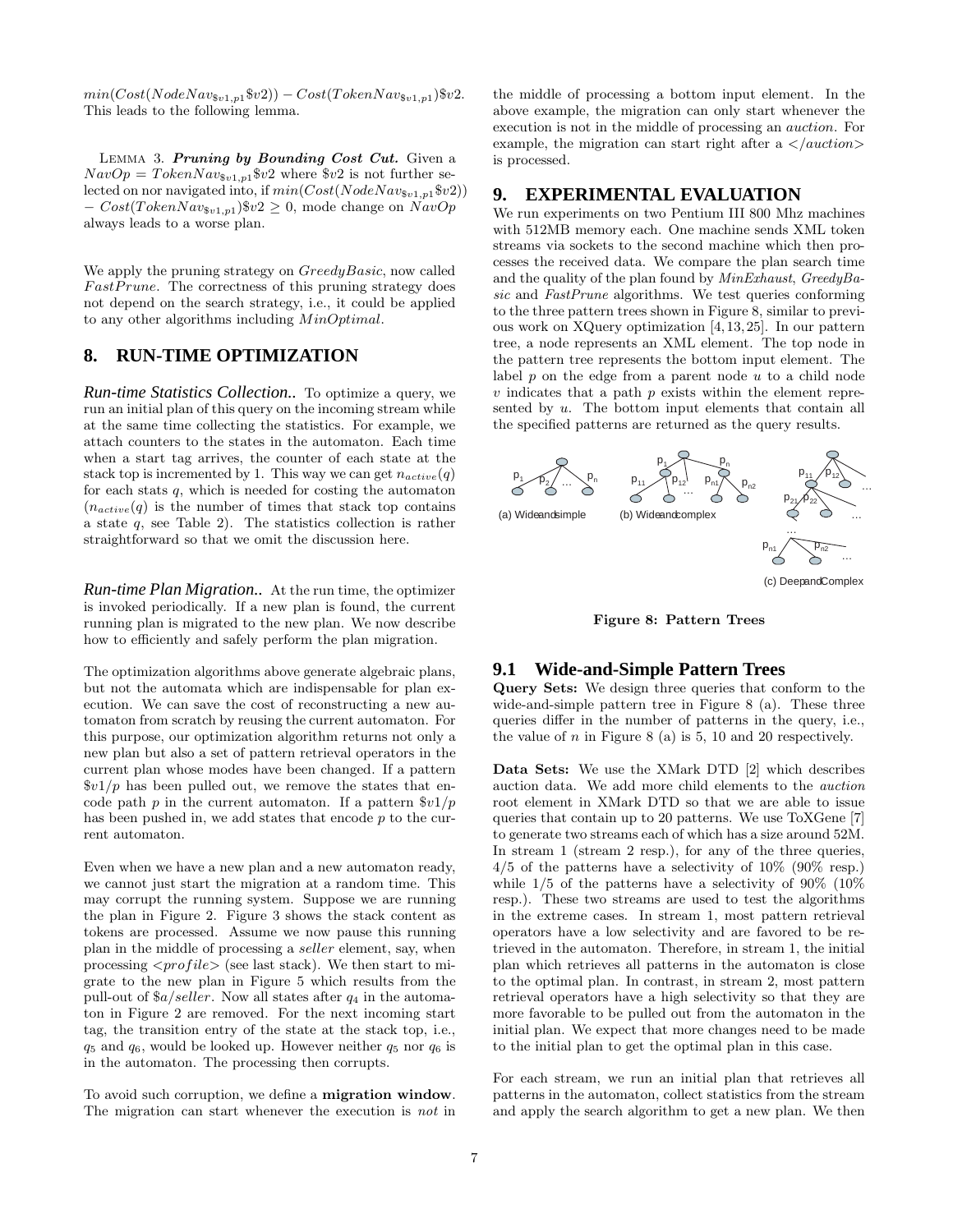$min(Cost(NodeNav_{\$v1,p1}\$v2)) - Cost(TokenNav_{\$v1,p1})\$v2$. This leads to the following lemma.

Lemma 3. ***Pruning by Bounding Cost Cut.*** Given a $NavOp = TokenNav_{\$v1,p1}\$v2$ where $\$v2$ is not further selected on nor navigated into, if $min(Cost(NodeNav_{\$v1,p1}\$v2)) - Cost(TokenNav_{\$v1,p1})\$v2 \geq 0$, mode change on $NavOp$ always leads to a worse plan.

We apply the pruning strategy on *GreedyBasic*, now called *FastPrune*. The correctness of this pruning strategy does not depend on the search strategy, i.e., it could be applied to any other algorithms including *MinOptimal*.

## 8. RUN-TIME OPTIMIZATION

***Run-time Statistics Collection..*** To optimize a query, we run an initial plan of this query on the incoming stream while at the same time collecting the statistics. For example, we attach counters to the states in the automaton. Each time when a start tag arrives, the counter of each state at the stack top is incremented by 1. This way we can get $n_{active}(q)$ for each stats $q$, which is needed for costing the automaton ($n_{active}(q)$ is the number of times that stack top contains a state $q$, see Table 2). The statistics collection is rather straightforward so that we omit the discussion here.

***Run-time Plan Migration..*** At the run time, the optimizer is invoked periodically. If a new plan is found, the current running plan is migrated to the new plan. We now describe how to efficiently and safely perform the plan migration.

The optimization algorithms above generate algebraic plans, but not the automata which are indispensable for plan execution. We can save the cost of reconstructing a new automaton from scratch by reusing the current automaton. For this purpose, our optimization algorithm returns not only a new plan but also a set of pattern retrieval operators in the current plan whose modes have been changed. If a pattern $\$v1/p$ has been pulled out, we remove the states that encode path $p$ in the current automaton. If a pattern $\$v1/p$ has been pushed in, we add states that encode $p$ to the current automaton.

Even when we have a new plan and a new automaton ready, we cannot just start the migration at a random time. This may corrupt the running system. Suppose we are running the plan in Figure 2. Figure 3 shows the stack content as tokens are processed. Assume we now pause this running plan in the middle of processing a *seller* element, say, when processing $<profile>$ (see last stack). We then start to migrate to the new plan in Figure 5 which results from the pull-out of $\$a/seller$. Now all states after $q_4$ in the automaton in Figure 2 are removed. For the next incoming start tag, the transition entry of the state at the stack top, i.e., $q_5$ and $q_6$, would be looked up. However neither $q_5$ nor $q_6$ is in the automaton. The processing then corrupts.

To avoid such corruption, we define a **migration window**. The migration can start whenever the execution is *not* in the middle of processing a bottom input element. In the above example, the migration can only start whenever the execution is not in the middle of processing an *auction*. For example, the migration can start right after a $</auction>$ is processed.

## 9. EXPERIMENTAL EVALUATION

We run experiments on two Pentium III 800 Mhz machines with 512MB memory each. One machine sends XML token streams via sockets to the second machine which then processes the received data. We compare the plan search time and the quality of the plan found by *MinExhaust*, *GreedyBasic* and *FastPrune* algorithms. We test queries conforming to the three pattern trees shown in Figure 8, similar to previous work on XQuery optimization [4,13,25]. In our pattern tree, a node represents an XML element. The top node in the pattern tree represents the bottom input element. The label $p$ on the edge from a parent node $u$ to a child node $v$ indicates that a path $p$ exists within the element represented by $u$. The bottom input elements that contain all the specified patterns are returned as the query results.

(a) Wideandsimple (b) Wideandcomplex (c) DeepandComplex

**Figure 8: Pattern Trees**

### 9.1 Wide-and-Simple Pattern Trees

**Query Sets:** We design three queries that conform to the wide-and-simple pattern tree in Figure 8 (a). These three queries differ in the number of patterns in the query, i.e., the value of $n$ in Figure 8 (a) is 5, 10 and 20 respectively.

**Data Sets:** We use the XMark DTD [2] which describes auction data. We add more child elements to the *auction* root element in XMark DTD so that we are able to issue queries that contain up to 20 patterns. We use ToXGene [7] to generate two streams each of which has a size around 52M. In stream 1 (stream 2 resp.), for any of the three queries, 4/5 of the patterns have a selectivity of 10% (90% resp.) while 1/5 of the patterns have a selectivity of 90% (10% resp.). These two streams are used to test the algorithms in the extreme cases. In stream 1, most pattern retrieval operators have a low selectivity and are favored to be retrieved in the automaton. Therefore, in stream 1, the initial plan which retrieves all patterns in the automaton is close to the optimal plan. In contrast, in stream 2, most pattern retrieval operators have a high selectivity so that they are more favorable to be pulled out from the automaton in the initial plan. We expect that more changes need to be made to the initial plan to get the optimal plan in this case.

For each stream, we run an initial plan that retrieves all patterns in the automaton, collect statistics from the stream and apply the search algorithm to get a new plan. We then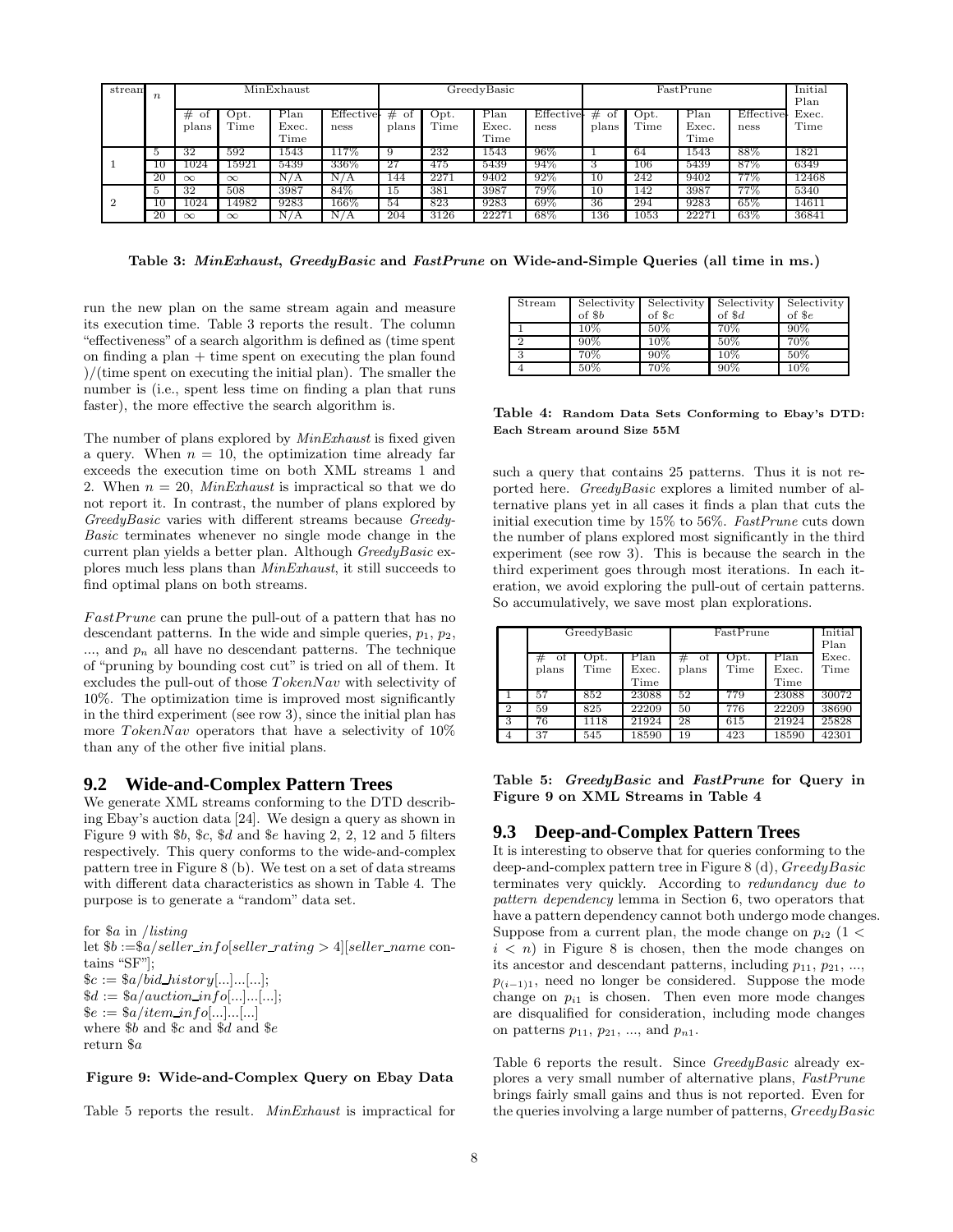| stream | $n$ | MinExhaust | | | | GreedyBasic | | | | FastPrune | | | | Initial Plan |
|---|---|---|---|---|---|---|---|---|---|---|---|---|---|---|
| | | # of plans | Opt. Time | Plan Exec. Time | Effectiveness | # of plans | Opt. Time | Plan Exec. Time | Effectiveness | # of plans | Opt. Time | Plan Exec. Time | Effectiveness | Exec. Time |
| 1 | 5 | 32 | 592 | 1543 | 117% | 9 | 232 | 1543 | 96% | 1 | 64 | 1543 | 88% | 1821 |
| | 10 | 1024 | 15921 | 5439 | 336% | 27 | 475 | 5439 | 94% | 3 | 106 | 5439 | 87% | 6349 |
| | 20 | $\infty$ | $\infty$ | N/A | N/A | 144 | 2271 | 9402 | 92% | 10 | 242 | 9402 | 77% | 12468 |
| 2 | 5 | 32 | 508 | 3987 | 84% | 15 | 381 | 3987 | 79% | 10 | 142 | 3987 | 77% | 5340 |
| | 10 | 1024 | 14982 | 9283 | 166% | 54 | 823 | 9283 | 69% | 36 | 294 | 9283 | 65% | 14611 |
| | 20 | $\infty$ | $\infty$ | N/A | N/A | 204 | 3126 | 22271 | 68% | 136 | 1053 | 22271 | 63% | 36841 |

**Table 3: *MinExhaust*, *GreedyBasic* and *FastPrune* on Wide-and-Simple Queries (all time in ms.)**

run the new plan on the same stream again and measure its execution time. Table 3 reports the result. The column "effectiveness" of a search algorithm is defined as (time spent on finding a plan + time spent on executing the plan found )/(time spent on executing the initial plan). The smaller the number is (i.e., spent less time on finding a plan that runs faster), the more effective the search algorithm is.

The number of plans explored by *MinExhaust* is fixed given a query. When $n = 10$, the optimization time already far exceeds the execution time on both XML streams 1 and 2. When $n = 20$, *MinExhaust* is impractical so that we do not report it. In contrast, the number of plans explored by *GreedyBasic* varies with different streams because *GreedyBasic* terminates whenever no single mode change in the current plan yields a better plan. Although *GreedyBasic* explores much less plans than *MinExhaust*, it still succeeds to find optimal plans on both streams.

$FastPrune$ can prune the pull-out of a pattern that has no descendant patterns. In the wide and simple queries, $p_1$, $p_2$, ..., and $p_n$ all have no descendant patterns. The technique of "pruning by bounding cost cut" is tried on all of them. It excludes the pull-out of those $TokenNav$ with selectivity of 10%. The optimization time is improved most significantly in the third experiment (see row 3), since the initial plan has more $TokenNav$ operators that have a selectivity of 10% than any of the other five initial plans.

## 9.2 Wide-and-Complex Pattern Trees

We generate XML streams conforming to the DTD describing Ebay's auction data [24]. We design a query as shown in Figure 9 with \$b, \$c, \$d and \$e having 2, 2, 12 and 5 filters respectively. This query conforms to the wide-and-complex pattern tree in Figure 8 (b). We test on a set of data streams with different data characteristics as shown in Table 4. The purpose is to generate a "random" data set.

for \$a in */listing*
let \$b :=\$a*/seller_info*[*seller_rating* > 4][*seller_name* contains "SF"];
\$c := \$a*/bid_history*[...]...[...];
\$d := \$a*/auction_info*[...]...[...];
\$e := \$a*/item_info*[...]...[...]
where \$b and \$c and \$d and \$e
return \$a

**Figure 9: Wide-and-Complex Query on Ebay Data**

Table 5 reports the result. *MinExhaust* is impractical for such a query that contains 25 patterns. Thus it is not reported here. *GreedyBasic* explores a limited number of alternative plans yet in all cases it finds a plan that cuts the initial execution time by 15% to 56%. *FastPrune* cuts down the number of plans explored most significantly in the third experiment (see row 3). This is because the search in the third experiment goes through most iterations. In each iteration, we avoid exploring the pull-out of certain patterns. So accumulatively, we save most plan explorations.

| Stream | Selectivity of \$b | Selectivity of \$c | Selectivity of \$d | Selectivity of \$e |
|---|---|---|---|---|
| 1 | 10% | 50% | 70% | 90% |
| 2 | 90% | 10% | 50% | 70% |
| 3 | 70% | 90% | 10% | 50% |
| 4 | 50% | 70% | 90% | 10% |

**Table 4: Random Data Sets Conforming to Ebay's DTD: Each Stream around Size 55M**

| | GreedyBasic | | | FastPrune | | | Initial Plan |
|---|---|---|---|---|---|---|---|
| | # of plans | Opt. Time | Plan Exec. Time | # of plans | Opt. Time | Plan Exec. Time | Exec. Time |
| 1 | 57 | 852 | 23088 | 52 | 779 | 23088 | 30072 |
| 2 | 59 | 825 | 22209 | 50 | 776 | 22209 | 38690 |
| 3 | 76 | 1118 | 21924 | 28 | 615 | 21924 | 25828 |
| 4 | 37 | 545 | 18590 | 19 | 423 | 18590 | 42301 |

**Table 5: *GreedyBasic* and *FastPrune* for Query in Figure 9 on XML Streams in Table 4**

## 9.3 Deep-and-Complex Pattern Trees

It is interesting to observe that for queries conforming to the deep-and-complex pattern tree in Figure 8 (d), $GreedyBasic$ terminates very quickly. According to *redundancy due to pattern dependency* lemma in Section 6, two operators that have a pattern dependency cannot both undergo mode changes. Suppose from a current plan, the mode change on $p_{i2}$ ($1 < i < n$) in Figure 8 is chosen, then the mode changes on its ancestor and descendant patterns, including $p_{11}$, $p_{21}$, ..., $p_{(i-1)1}$, need no longer be considered. Suppose the mode change on $p_{i1}$ is chosen. Then even more mode changes are disqualified for consideration, including mode changes on patterns $p_{11}$, $p_{21}$, ..., and $p_{n1}$.

Table 6 reports the result. Since *GreedyBasic* already explores a very small number of alternative plans, *FastPrune* brings fairly small gains and thus is not reported. Even for the queries involving a large number of patterns, $GreedyBasic$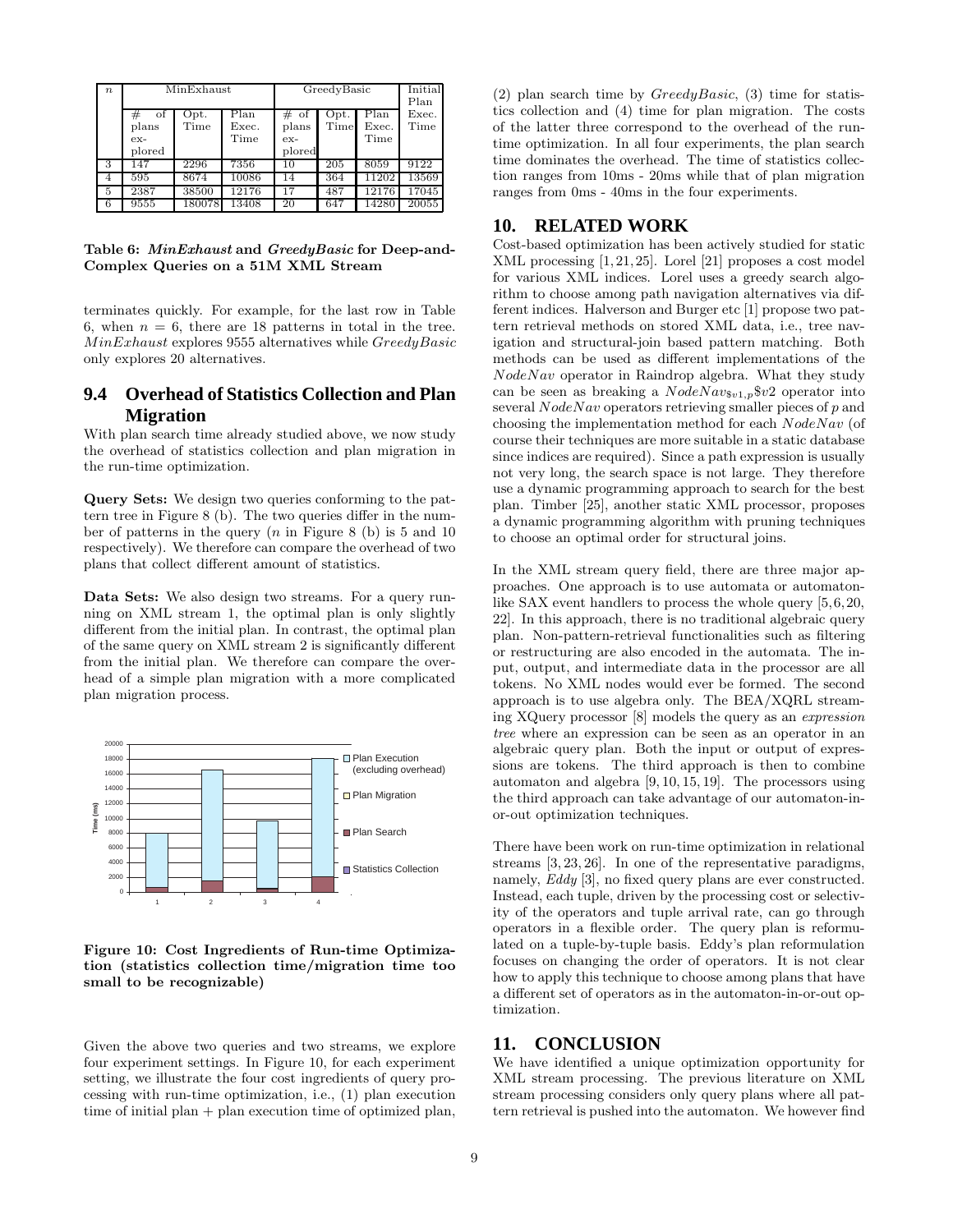| $n$ | MinExhaust | | | GreedyBasic | | | Initial Plan |
|---|---|---|---|---|---|---|---|
| | # of plans explored | Opt. Time | Plan Exec. Time | # of plans explored | Opt. Time | Plan Exec. Time | Exec. Time |
| 3 | 147 | 2296 | 7356 | 10 | 205 | 8059 | 9122 |
| 4 | 595 | 8674 | 10086 | 14 | 364 | 11202 | 13569 |
| 5 | 2387 | 38500 | 12176 | 17 | 487 | 12176 | 17045 |
| 6 | 9555 | 180078 | 13408 | 20 | 647 | 14280 | 20055 |

**Table 6: *MinExhaust* and *GreedyBasic* for Deep-and-Complex Queries on a 51M XML Stream**

terminates quickly. For example, for the last row in Table 6, when $n = 6$, there are 18 patterns in total in the tree. $MinExhaust$ explores 9555 alternatives while $GreedyBasic$ only explores 20 alternatives.

### 9.4 Overhead of Statistics Collection and Plan Migration

With plan search time already studied above, we now study the overhead of statistics collection and plan migration in the run-time optimization.

**Query Sets:** We design two queries conforming to the pattern tree in Figure 8 (b). The two queries differ in the number of patterns in the query ($n$ in Figure 8 (b) is 5 and 10 respectively). We therefore can compare the overhead of two plans that collect different amount of statistics.

**Data Sets:** We also design two streams. For a query running on XML stream 1, the optimal plan is only slightly different from the initial plan. In contrast, the optimal plan of the same query on XML stream 2 is significantly different from the initial plan. We therefore can compare the overhead of a simple plan migration with a more complicated plan migration process.

**Figure 10: Cost Ingredients of Run-time Optimization (statistics collection time/migration time too small to be recognizable)**

Given the above two queries and two streams, we explore four experiment settings. In Figure 10, for each experiment setting, we illustrate the four cost ingredients of query processing with run-time optimization, i.e., (1) plan execution time of initial plan + plan execution time of optimized plan, (2) plan search time by $GreedyBasic$, (3) time for statistics collection and (4) time for plan migration. The costs of the latter three correspond to the overhead of the run-time optimization. In all four experiments, the plan search time dominates the overhead. The time of statistics collection ranges from 10ms - 20ms while that of plan migration ranges from 0ms - 40ms in the four experiments.

## 10. RELATED WORK

Cost-based optimization has been actively studied for static XML processing [1,21,25]. Lorel [21] proposes a cost model for various XML indices. Lorel uses a greedy search algorithm to choose among path navigation alternatives via different indices. Halverson and Burger etc [1] propose two pattern retrieval methods on stored XML data, i.e., tree navigation and structural-join based pattern matching. Both methods can be used as different implementations of the $NodeNav$ operator in Raindrop algebra. What they study can be seen as breaking a $NodeNav_{\$v1,p}\$v2$ operator into several $NodeNav$ operators retrieving smaller pieces of $p$ and choosing the implementation method for each $NodeNav$ (of course their techniques are more suitable in a static database since indices are required). Since a path expression is usually not very long, the search space is not large. They therefore use a dynamic programming approach to search for the best plan. Timber [25], another static XML processor, proposes a dynamic programming algorithm with pruning techniques to choose an optimal order for structural joins.

In the XML stream query field, there are three major approaches. One approach is to use automata or automaton-like SAX event handlers to process the whole query [5,6,20, 22]. In this approach, there is no traditional algebraic query plan. Non-pattern-retrieval functionalities such as filtering or restructuring are also encoded in the automata. The input, output, and intermediate data in the processor are all tokens. No XML nodes would ever be formed. The second approach is to use algebra only. The BEA/XQRL streaming XQuery processor [8] models the query as an *expression tree* where an expression can be seen as an operator in an algebraic query plan. Both the input or output of expressions are tokens. The third approach is then to combine automaton and algebra [9,10,15,19]. The processors using the third approach can take advantage of our automaton-in-or-out optimization techniques.

There have been work on run-time optimization in relational streams [3,23,26]. In one of the representative paradigms, namely, *Eddy* [3], no fixed query plans are ever constructed. Instead, each tuple, driven by the processing cost or selectivity of the operators and tuple arrival rate, can go through operators in a flexible order. The query plan is reformulated on a tuple-by-tuple basis. Eddy's plan reformulation focuses on changing the order of operators. It is not clear how to apply this technique to choose among plans that have a different set of operators as in the automaton-in-or-out optimization.

## 11. CONCLUSION

We have identified a unique optimization opportunity for XML stream processing. The previous literature on XML stream processing considers only query plans where all pattern retrieval is pushed into the automaton. We however find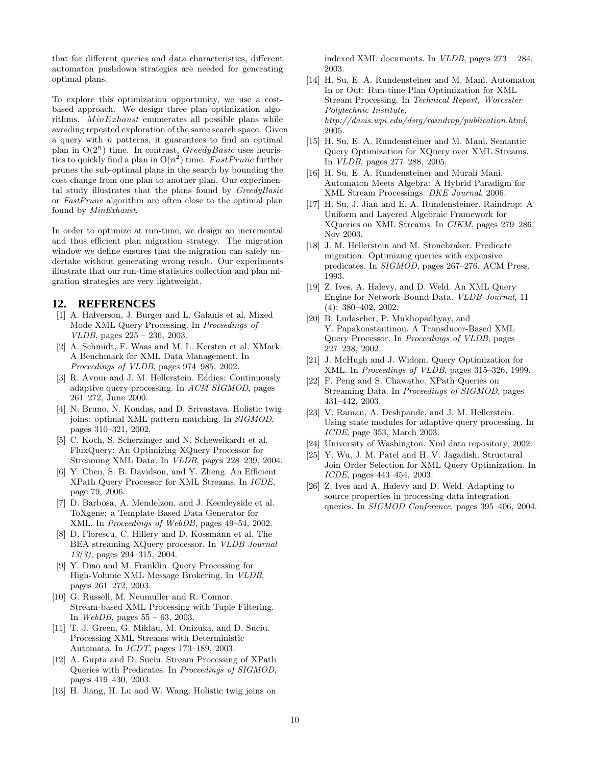that for different queries and data characteristics, different automaton pushdown strategies are needed for generating optimal plans.

To explore this optimization opportunity, we use a cost-based approach. We design three plan optimization algorithms. *MinExhaust* enumerates all possible plans while avoiding repeated exploration of the same search space. Given a query with $n$ patterns, it guarantees to find an optimal plan in $O(2^n)$ time. In contrast, *GreedyBasic* uses heuristics to quickly find a plan in $O(n^2)$ time. *FastPrune* further prunes the sub-optimal plans in the search by bounding the cost change from one plan to another plan. Our experimental study illustrates that the plans found by *GreedyBasic* or *FastPrune* algorithm are often close to the optimal plan found by *MinExhaust*.

In order to optimize at run-time, we design an incremental and thus efficient plan migration strategy. The migration window we define ensures that the migration can safely undertake without generating wrong result. Our experiments illustrate that our run-time statistics collection and plan migration strategies are very lightweight.

## 12. REFERENCES

[1] A. Halverson, J. Burger and L. Galanis et al. Mixed Mode XML Query Processing. In *Proceedings of VLDB*, pages 225 – 236, 2003.

[2] A. Schmidt, F. Waas and M. L. Kersten et al. XMark: A Benchmark for XML Data Management. In *Proceedings of VLDB*, pages 974–985, 2002.

[3] R. Avnur and J. M. Hellerstein. Eddies: Continuously adaptive query processing. In *ACM SIGMOD*, pages 261–272, June 2000.

[4] N. Bruno, N. Koudas, and D. Srivastava. Holistic twig joins: optimal XML pattern matching. In *SIGMOD*, pages 310–321, 2002.

[5] C. Koch, S. Scherzinger and N. Scheweikardt et al. FluxQuery: An Optimizing XQuery Processor for Streaming XML Data. In *VLDB*, pages 228–239, 2004.

[6] Y. Chen, S. B. Davidson, and Y. Zheng. An Efficient XPath Query Processor for XML Streams. In *ICDE*, page 79, 2006.

[7] D. Barbosa, A. Mendelzon, and J. Keenleyside et al. ToXgene: a Template-Based Data Generator for XML. In *Proceedings of WebDB*, pages 49–54, 2002.

[8] D. Florescu, C. Hillery and D. Kossmann et al. The BEA streaming XQuery processor. In *VLDB Journal 13(3)*, pages 294–315, 2004.

[9] Y. Diao and M. Franklin. Query Processing for High-Volume XML Message Brokering. In *VLDB*, pages 261–272, 2003.

[10] G. Russell, M. Neumuller and R. Connor. Stream-based XML Processing with Tuple Filtering. In *WebDB*, pages 55 – 63, 2003.

[11] T. J. Green, G. Miklau, M. Onizuka, and D. Suciu. Processing XML Streams with Deterministic Automata. In *ICDT*, pages 173–189, 2003.

[12] A. Gupta and D. Suciu. Stream Processing of XPath Queries with Predicates. In *Proceedings of SIGMOD*, pages 419–430, 2003.

[13] H. Jiang, H. Lu and W. Wang. Holistic twig joins on indexed XML documents. In *VLDB*, pages 273 – 284, 2003.

[14] H. Su, E. A. Rundensteiner and M. Mani. Automaton In or Out: Run-time Plan Optimization for XML Stream Processing. In *Technical Report, Worcester Polytechnic Institute, http://davis.wpi.edu/dsrg/raindrop/publication.html*, 2005.

[15] H. Su, E. A. Rundensteiner and M. Mani. Semantic Query Optimization for XQuery over XML Streams. In *VLDB*, pages 277–288, 2005.

[16] H. Su, E. A. Rundensteiner and Murali Mani. Automaton Meets Algebra: A Hybrid Paradigm for XML Stream Processings. *DKE Journal*, 2006.

[17] H. Su, J. Jian and E. A. Rundensteiner. Raindrop: A Uniform and Layered Algebraic Framework for XQueries on XML Streams. In *CIKM*, pages 279–286, Nov 2003.

[18] J. M. Hellerstein and M. Stonebraker. Predicate migration: Optimizing queries with expensive predicates. In *SIGMOD*, pages 267–276. ACM Press, 1993.

[19] Z. Ives, A. Halevy, and D. Weld. An XML Query Engine for Network-Bound Data. *VLDB Journal*, 11 (4): 380–402, 2002.

[20] B. Ludascher, P. Mukhopadhyay, and Y. Papakonstantinou. A Transducer-Based XML Query Processor. In *Proceedings of VLDB*, pages 227–238, 2002.

[21] J. McHugh and J. Widom. Query Optimization for XML. In *Proceedings of VLDB*, pages 315–326, 1999.

[22] F. Peng and S. Chawathe. XPath Queries on Streaming Data. In *Proceedings of SIGMOD*, pages 431–442, 2003.

[23] V. Raman, A. Deshpande, and J. M. Hellerstein. Using state modules for adaptive query processing. In *ICDE*, page 353, March 2003.

[24] University of Washington. Xml data repository, 2002.

[25] Y. Wu, J. M. Patel and H. V. Jagadish. Structural Join Order Selection for XML Query Optimization. In *ICDE*, pages 443–454, 2003.

[26] Z. Ives and A. Halevy and D. Weld. Adapting to source properties in processing data integration queries. In *SIGMOD Conference*, pages 395–406, 2004.